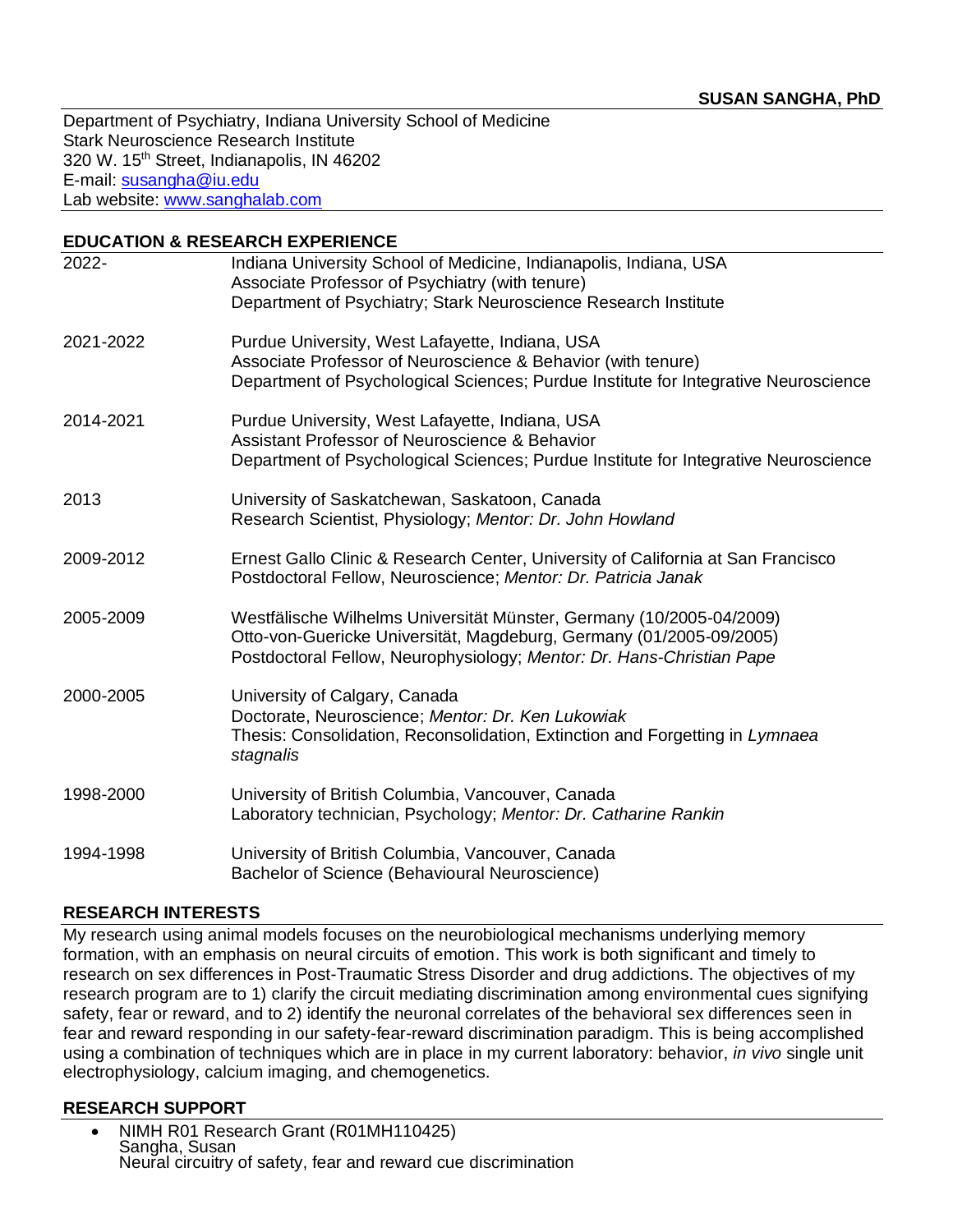**SUSAN SANGHA, PhD**

Department of Psychiatry, Indiana University School of Medicine
Stark Neuroscience Research Institute
320 W. 15th Street, Indianapolis, IN 46202
E-mail: susangha@iu.edu
Lab website: www.sanghalab.com

## EDUCATION & RESEARCH EXPERIENCE

| | |
|---|---|
| 2022- | Indiana University School of Medicine, Indianapolis, Indiana, USA<br>Associate Professor of Psychiatry (with tenure)<br>Department of Psychiatry; Stark Neuroscience Research Institute |
| 2021-2022 | Purdue University, West Lafayette, Indiana, USA<br>Associate Professor of Neuroscience & Behavior (with tenure)<br>Department of Psychological Sciences; Purdue Institute for Integrative Neuroscience |
| 2014-2021 | Purdue University, West Lafayette, Indiana, USA<br>Assistant Professor of Neuroscience & Behavior<br>Department of Psychological Sciences; Purdue Institute for Integrative Neuroscience |
| 2013 | University of Saskatchewan, Saskatoon, Canada<br>Research Scientist, Physiology; *Mentor: Dr. John Howland* |
| 2009-2012 | Ernest Gallo Clinic & Research Center, University of California at San Francisco<br>Postdoctoral Fellow, Neuroscience; *Mentor: Dr. Patricia Janak* |
| 2005-2009 | Westfälische Wilhelms Universität Münster, Germany (10/2005-04/2009)<br>Otto-von-Guericke Universität, Magdeburg, Germany (01/2005-09/2005)<br>Postdoctoral Fellow, Neurophysiology; *Mentor: Dr. Hans-Christian Pape* |
| 2000-2005 | University of Calgary, Canada<br>Doctorate, Neuroscience; *Mentor: Dr. Ken Lukowiak*<br>Thesis: Consolidation, Reconsolidation, Extinction and Forgetting in *Lymnaea stagnalis* |
| 1998-2000 | University of British Columbia, Vancouver, Canada<br>Laboratory technician, Psychology; *Mentor: Dr. Catharine Rankin* |
| 1994-1998 | University of British Columbia, Vancouver, Canada<br>Bachelor of Science (Behavioural Neuroscience) |

## RESEARCH INTERESTS

My research using animal models focuses on the neurobiological mechanisms underlying memory formation, with an emphasis on neural circuits of emotion. This work is both significant and timely to research on sex differences in Post-Traumatic Stress Disorder and drug addictions. The objectives of my research program are to 1) clarify the circuit mediating discrimination among environmental cues signifying safety, fear or reward, and to 2) identify the neuronal correlates of the behavioral sex differences seen in fear and reward responding in our safety-fear-reward discrimination paradigm. This is being accomplished using a combination of techniques which are in place in my current laboratory: behavior, *in vivo* single unit electrophysiology, calcium imaging, and chemogenetics.

## RESEARCH SUPPORT

- NIMH R01 Research Grant (R01MH110425)
  Sangha, Susan
  Neural circuitry of safety, fear and reward cue discrimination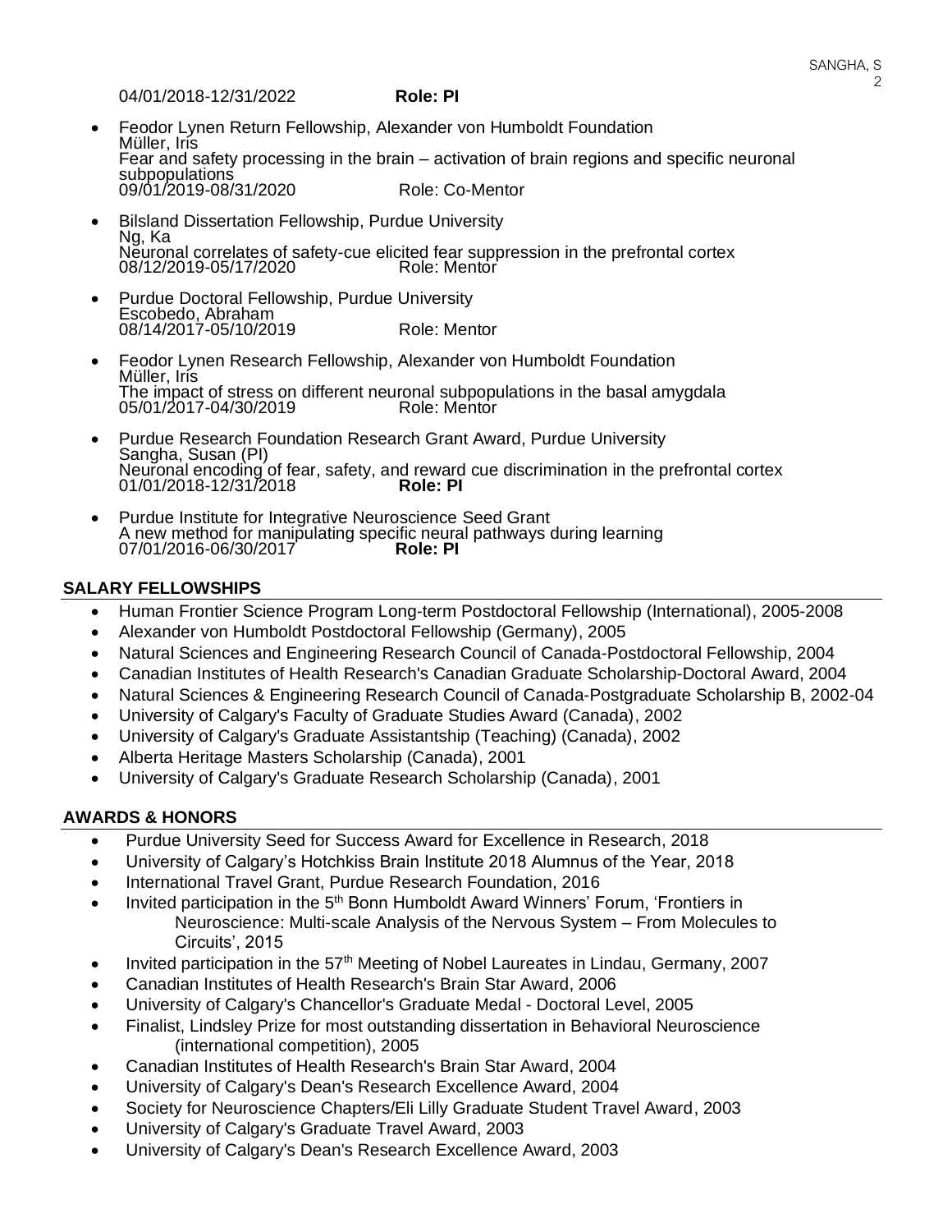04/01/2018-12/31/2022 **Role: PI**

- Feodor Lynen Return Fellowship, Alexander von Humboldt Foundation
  Müller, Iris
  Fear and safety processing in the brain – activation of brain regions and specific neuronal subpopulations
  09/01/2019-08/31/2020 Role: Co-Mentor

- Bilsland Dissertation Fellowship, Purdue University
  Ng, Ka
  Neuronal correlates of safety-cue elicited fear suppression in the prefrontal cortex
  08/12/2019-05/17/2020 Role: Mentor

- Purdue Doctoral Fellowship, Purdue University
  Escobedo, Abraham
  08/14/2017-05/10/2019 Role: Mentor

- Feodor Lynen Research Fellowship, Alexander von Humboldt Foundation
  Müller, Iris
  The impact of stress on different neuronal subpopulations in the basal amygdala
  05/01/2017-04/30/2019 Role: Mentor

- Purdue Research Foundation Research Grant Award, Purdue University
  Sangha, Susan (PI)
  Neuronal encoding of fear, safety, and reward cue discrimination in the prefrontal cortex
  01/01/2018-12/31/2018 **Role: PI**

- Purdue Institute for Integrative Neuroscience Seed Grant
  A new method for manipulating specific neural pathways during learning
  07/01/2016-06/30/2017 **Role: PI**

## SALARY FELLOWSHIPS

- Human Frontier Science Program Long-term Postdoctoral Fellowship (International), 2005-2008
- Alexander von Humboldt Postdoctoral Fellowship (Germany), 2005
- Natural Sciences and Engineering Research Council of Canada-Postdoctoral Fellowship, 2004
- Canadian Institutes of Health Research's Canadian Graduate Scholarship-Doctoral Award, 2004
- Natural Sciences & Engineering Research Council of Canada-Postgraduate Scholarship B, 2002-04
- University of Calgary's Faculty of Graduate Studies Award (Canada), 2002
- University of Calgary's Graduate Assistantship (Teaching) (Canada), 2002
- Alberta Heritage Masters Scholarship (Canada), 2001
- University of Calgary's Graduate Research Scholarship (Canada), 2001

## AWARDS & HONORS

- Purdue University Seed for Success Award for Excellence in Research, 2018
- University of Calgary's Hotchkiss Brain Institute 2018 Alumnus of the Year, 2018
- International Travel Grant, Purdue Research Foundation, 2016
- Invited participation in the 5th Bonn Humboldt Award Winners' Forum, 'Frontiers in Neuroscience: Multi-scale Analysis of the Nervous System – From Molecules to Circuits', 2015
- Invited participation in the 57th Meeting of Nobel Laureates in Lindau, Germany, 2007
- Canadian Institutes of Health Research's Brain Star Award, 2006
- University of Calgary's Chancellor's Graduate Medal - Doctoral Level, 2005
- Finalist, Lindsley Prize for most outstanding dissertation in Behavioral Neuroscience (international competition), 2005
- Canadian Institutes of Health Research's Brain Star Award, 2004
- University of Calgary's Dean's Research Excellence Award, 2004
- Society for Neuroscience Chapters/Eli Lilly Graduate Student Travel Award, 2003
- University of Calgary's Graduate Travel Award, 2003
- University of Calgary's Dean's Research Excellence Award, 2003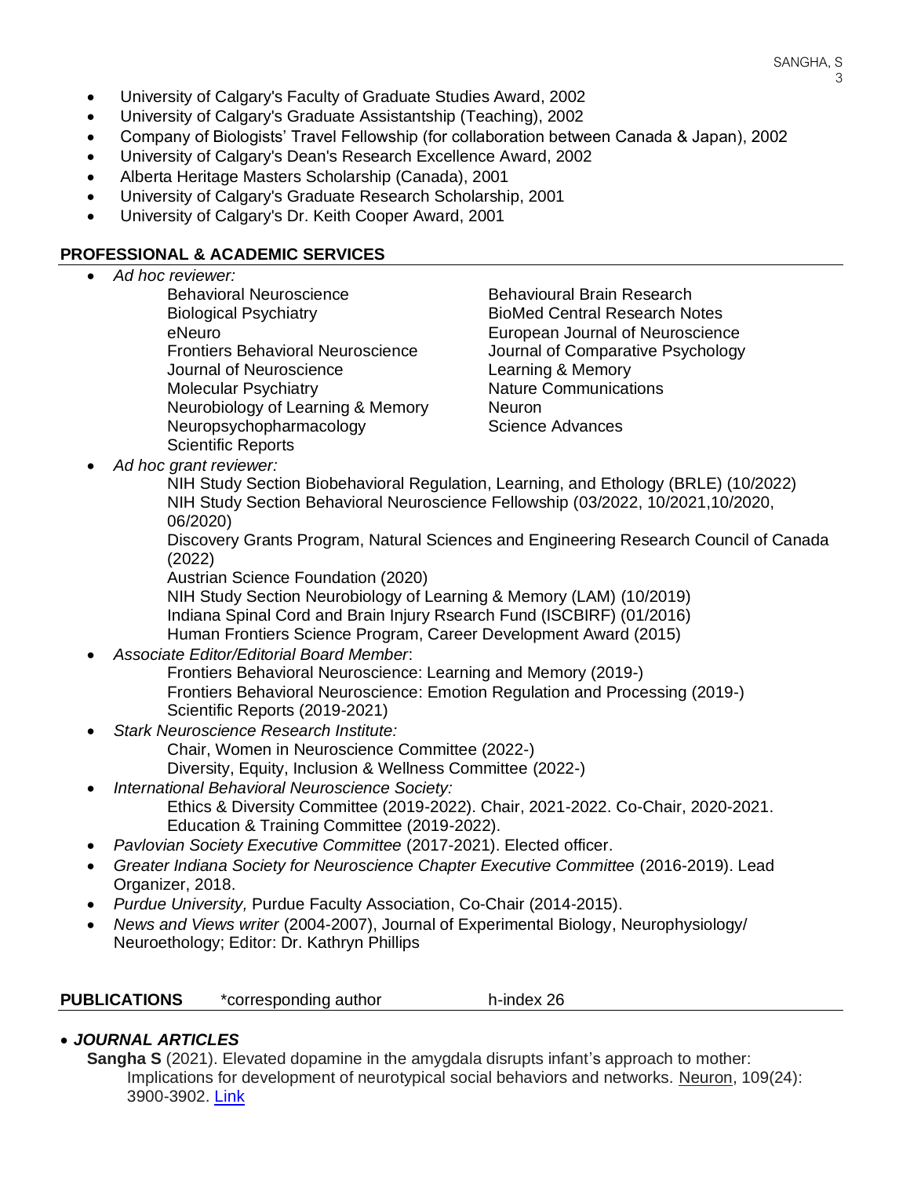- University of Calgary's Faculty of Graduate Studies Award, 2002
- University of Calgary's Graduate Assistantship (Teaching), 2002
- Company of Biologists' Travel Fellowship (for collaboration between Canada & Japan), 2002
- University of Calgary's Dean's Research Excellence Award, 2002
- Alberta Heritage Masters Scholarship (Canada), 2001
- University of Calgary's Graduate Research Scholarship, 2001
- University of Calgary's Dr. Keith Cooper Award, 2001

## PROFESSIONAL & ACADEMIC SERVICES

- *Ad hoc reviewer:*
  - Behavioral Neuroscience
  - Biological Psychiatry
  - eNeuro
  - Frontiers Behavioral Neuroscience
  - Journal of Neuroscience
  - Molecular Psychiatry
  - Neurobiology of Learning & Memory
  - Neuropsychopharmacology
  - Scientific Reports
  - Behavioural Brain Research
  - BioMed Central Research Notes
  - European Journal of Neuroscience
  - Journal of Comparative Psychology
  - Learning & Memory
  - Nature Communications
  - Neuron
  - Science Advances
- *Ad hoc grant reviewer:*
  - NIH Study Section Biobehavioral Regulation, Learning, and Ethology (BRLE) (10/2022)
  - NIH Study Section Behavioral Neuroscience Fellowship (03/2022, 10/2021,10/2020, 06/2020)
  - Discovery Grants Program, Natural Sciences and Engineering Research Council of Canada (2022)
  - Austrian Science Foundation (2020)
  - NIH Study Section Neurobiology of Learning & Memory (LAM) (10/2019)
  - Indiana Spinal Cord and Brain Injury Rsearch Fund (ISCBIRF) (01/2016)
  - Human Frontiers Science Program, Career Development Award (2015)
- *Associate Editor/Editorial Board Member*:
  - Frontiers Behavioral Neuroscience: Learning and Memory (2019-)
  - Frontiers Behavioral Neuroscience: Emotion Regulation and Processing (2019-)
  - Scientific Reports (2019-2021)
- *Stark Neuroscience Research Institute:*
  - Chair, Women in Neuroscience Committee (2022-)
  - Diversity, Equity, Inclusion & Wellness Committee (2022-)
- *International Behavioral Neuroscience Society:*
  - Ethics & Diversity Committee (2019-2022). Chair, 2021-2022. Co-Chair, 2020-2021.
  - Education & Training Committee (2019-2022).
- *Pavlovian Society Executive Committee* (2017-2021). Elected officer.
- *Greater Indiana Society for Neuroscience Chapter Executive Committee* (2016-2019). Lead Organizer, 2018.
- *Purdue University,* Purdue Faculty Association, Co-Chair (2014-2015).
- *News and Views writer* (2004-2007), Journal of Experimental Biology, Neurophysiology/ Neuroethology; Editor: Dr. Kathryn Phillips

## PUBLICATIONS    *corresponding author    h-index 26

- ***JOURNAL ARTICLES***

**Sangha S** (2021). Elevated dopamine in the amygdala disrupts infant's approach to mother: Implications for development of neurotypical social behaviors and networks. Neuron, 109(24): 3900-3902. Link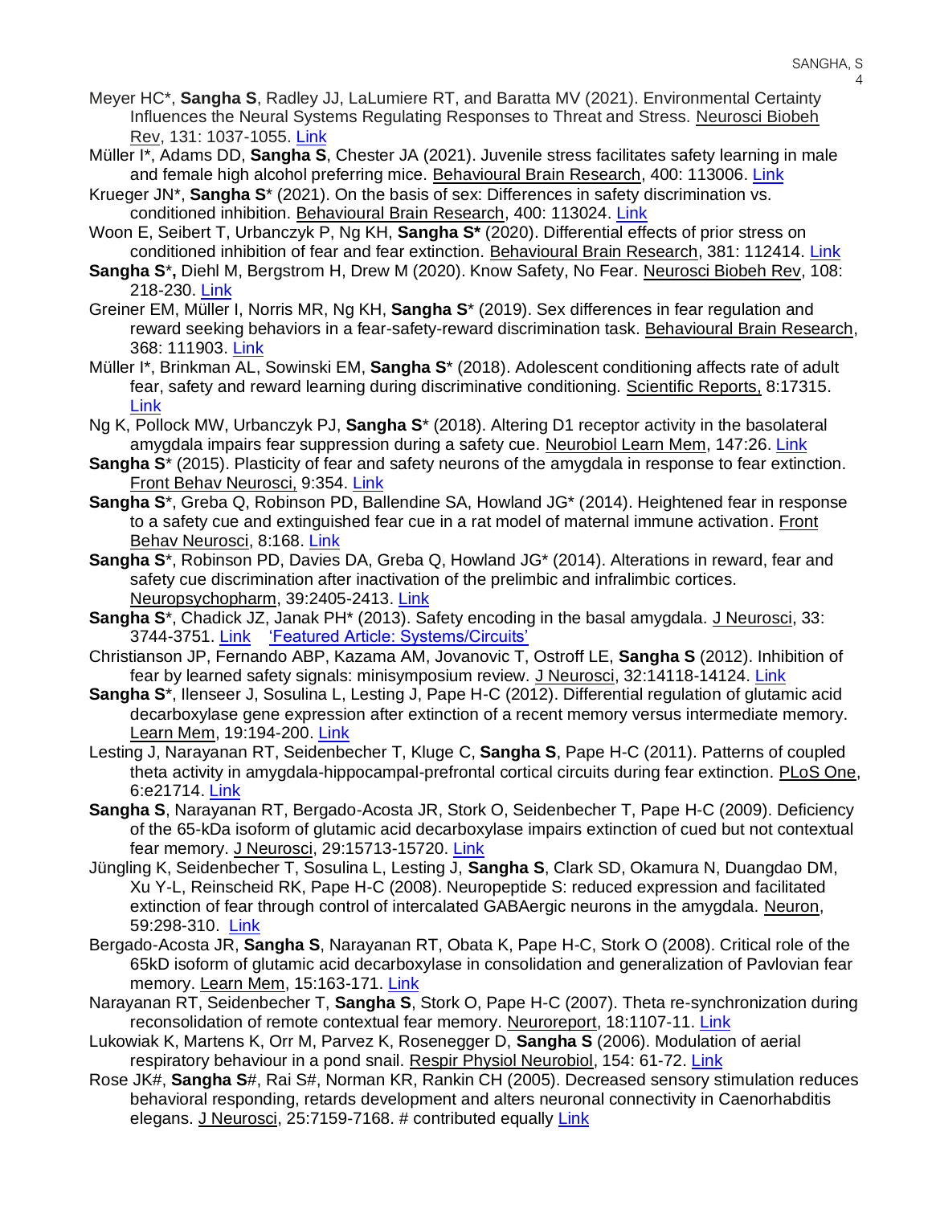Meyer HC*, **Sangha S**, Radley JJ, LaLumiere RT, and Baratta MV (2021). Environmental Certainty Influences the Neural Systems Regulating Responses to Threat and Stress. Neurosci Biobeh Rev, 131: 1037-1055. Link

Müller I*, Adams DD, **Sangha S**, Chester JA (2021). Juvenile stress facilitates safety learning in male and female high alcohol preferring mice. Behavioural Brain Research, 400: 113006. Link

Krueger JN*, **Sangha S*** (2021). On the basis of sex: Differences in safety discrimination vs. conditioned inhibition. Behavioural Brain Research, 400: 113024. Link

Woon E, Seibert T, Urbanczyk P, Ng KH, **Sangha S*** (2020). Differential effects of prior stress on conditioned inhibition of fear and fear extinction. Behavioural Brain Research, 381: 112414. Link

**Sangha S*,** Diehl M, Bergstrom H, Drew M (2020). Know Safety, No Fear. Neurosci Biobeh Rev, 108: 218-230. Link

Greiner EM, Müller I, Norris MR, Ng KH, **Sangha S*** (2019). Sex differences in fear regulation and reward seeking behaviors in a fear-safety-reward discrimination task. Behavioural Brain Research, 368: 111903. Link

Müller I*, Brinkman AL, Sowinski EM, **Sangha S*** (2018). Adolescent conditioning affects rate of adult fear, safety and reward learning during discriminative conditioning. Scientific Reports, 8:17315. Link

Ng K, Pollock MW, Urbanczyk PJ, **Sangha S*** (2018). Altering D1 receptor activity in the basolateral amygdala impairs fear suppression during a safety cue. Neurobiol Learn Mem, 147:26. Link

**Sangha S*** (2015). Plasticity of fear and safety neurons of the amygdala in response to fear extinction. Front Behav Neurosci, 9:354. Link

**Sangha S***, Greba Q, Robinson PD, Ballendine SA, Howland JG* (2014). Heightened fear in response to a safety cue and extinguished fear cue in a rat model of maternal immune activation. Front Behav Neurosci, 8:168. Link

**Sangha S***, Robinson PD, Davies DA, Greba Q, Howland JG* (2014). Alterations in reward, fear and safety cue discrimination after inactivation of the prelimbic and infralimbic cortices. Neuropsychopharm, 39:2405-2413. Link

**Sangha S***, Chadick JZ, Janak PH* (2013). Safety encoding in the basal amygdala. J Neurosci, 33: 3744-3751. Link 'Featured Article: Systems/Circuits'

Christianson JP, Fernando ABP, Kazama AM, Jovanovic T, Ostroff LE, **Sangha S** (2012). Inhibition of fear by learned safety signals: minisymposium review. J Neurosci, 32:14118-14124. Link

**Sangha S***, Ilenseer J, Sosulina L, Lesting J, Pape H-C (2012). Differential regulation of glutamic acid decarboxylase gene expression after extinction of a recent memory versus intermediate memory. Learn Mem, 19:194-200. Link

Lesting J, Narayanan RT, Seidenbecher T, Kluge C, **Sangha S**, Pape H-C (2011). Patterns of coupled theta activity in amygdala-hippocampal-prefrontal cortical circuits during fear extinction. PLoS One, 6:e21714. Link

**Sangha S**, Narayanan RT, Bergado-Acosta JR, Stork O, Seidenbecher T, Pape H-C (2009). Deficiency of the 65-kDa isoform of glutamic acid decarboxylase impairs extinction of cued but not contextual fear memory. J Neurosci, 29:15713-15720. Link

Jüngling K, Seidenbecher T, Sosulina L, Lesting J, **Sangha S**, Clark SD, Okamura N, Duangdao DM, Xu Y-L, Reinscheid RK, Pape H-C (2008). Neuropeptide S: reduced expression and facilitated extinction of fear through control of intercalated GABAergic neurons in the amygdala. Neuron, 59:298-310. Link

Bergado-Acosta JR, **Sangha S**, Narayanan RT, Obata K, Pape H-C, Stork O (2008). Critical role of the 65kD isoform of glutamic acid decarboxylase in consolidation and generalization of Pavlovian fear memory. Learn Mem, 15:163-171. Link

Narayanan RT, Seidenbecher T, **Sangha S**, Stork O, Pape H-C (2007). Theta re-synchronization during reconsolidation of remote contextual fear memory. Neuroreport, 18:1107-11. Link

Lukowiak K, Martens K, Orr M, Parvez K, Rosenegger D, **Sangha S** (2006). Modulation of aerial respiratory behaviour in a pond snail. Respir Physiol Neurobiol, 154: 61-72. Link

Rose JK#, **Sangha S**#, Rai S#, Norman KR, Rankin CH (2005). Decreased sensory stimulation reduces behavioral responding, retards development and alters neuronal connectivity in Caenorhabditis elegans. J Neurosci, 25:7159-7168. # contributed equally Link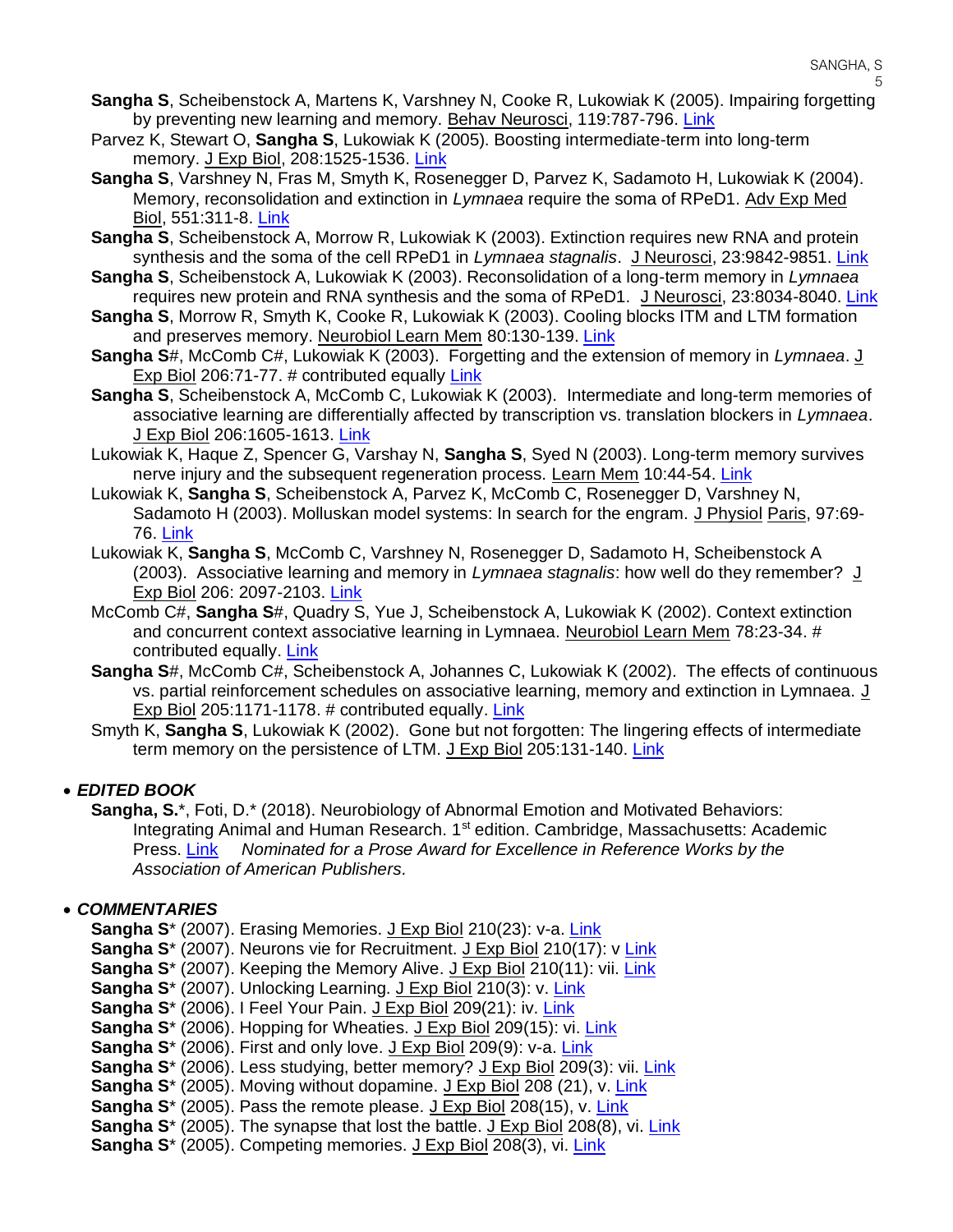**Sangha S**, Scheibenstock A, Martens K, Varshney N, Cooke R, Lukowiak K (2005). Impairing forgetting by preventing new learning and memory. Behav Neurosci, 119:787-796. Link

Parvez K, Stewart O, **Sangha S**, Lukowiak K (2005). Boosting intermediate-term into long-term memory. J Exp Biol, 208:1525-1536. Link

**Sangha S**, Varshney N, Fras M, Smyth K, Rosenegger D, Parvez K, Sadamoto H, Lukowiak K (2004). Memory, reconsolidation and extinction in *Lymnaea* require the soma of RPeD1. Adv Exp Med Biol, 551:311-8. Link

**Sangha S**, Scheibenstock A, Morrow R, Lukowiak K (2003). Extinction requires new RNA and protein synthesis and the soma of the cell RPeD1 in *Lymnaea stagnalis*. J Neurosci, 23:9842-9851. Link

**Sangha S**, Scheibenstock A, Lukowiak K (2003). Reconsolidation of a long-term memory in *Lymnaea* requires new protein and RNA synthesis and the soma of RPeD1. J Neurosci, 23:8034-8040. Link

**Sangha S**, Morrow R, Smyth K, Cooke R, Lukowiak K (2003). Cooling blocks ITM and LTM formation and preserves memory. Neurobiol Learn Mem 80:130-139. Link

**Sangha S**#, McComb C#, Lukowiak K (2003). Forgetting and the extension of memory in *Lymnaea*. J Exp Biol 206:71-77. # contributed equally Link

**Sangha S**, Scheibenstock A, McComb C, Lukowiak K (2003). Intermediate and long-term memories of associative learning are differentially affected by transcription vs. translation blockers in *Lymnaea*. J Exp Biol 206:1605-1613. Link

Lukowiak K, Haque Z, Spencer G, Varshay N, **Sangha S**, Syed N (2003). Long-term memory survives nerve injury and the subsequent regeneration process. Learn Mem 10:44-54. Link

Lukowiak K, **Sangha S**, Scheibenstock A, Parvez K, McComb C, Rosenegger D, Varshney N, Sadamoto H (2003). Molluskan model systems: In search for the engram. J Physiol Paris, 97:69-76. Link

Lukowiak K, **Sangha S**, McComb C, Varshney N, Rosenegger D, Sadamoto H, Scheibenstock A (2003). Associative learning and memory in *Lymnaea stagnalis*: how well do they remember? J Exp Biol 206: 2097-2103. Link

McComb C#, **Sangha S**#, Quadry S, Yue J, Scheibenstock A, Lukowiak K (2002). Context extinction and concurrent context associative learning in Lymnaea. Neurobiol Learn Mem 78:23-34. # contributed equally. Link

**Sangha S**#, McComb C#, Scheibenstock A, Johannes C, Lukowiak K (2002). The effects of continuous vs. partial reinforcement schedules on associative learning, memory and extinction in Lymnaea. J Exp Biol 205:1171-1178. # contributed equally. Link

Smyth K, **Sangha S**, Lukowiak K (2002). Gone but not forgotten: The lingering effects of intermediate term memory on the persistence of LTM. J Exp Biol 205:131-140. Link

- ***EDITED BOOK***

**Sangha, S.***, Foti, D.* (2018). Neurobiology of Abnormal Emotion and Motivated Behaviors: Integrating Animal and Human Research. 1st edition. Cambridge, Massachusetts: Academic Press. Link *Nominated for a Prose Award for Excellence in Reference Works by the Association of American Publishers.*

- ***COMMENTARIES***

**Sangha S*** (2007). Erasing Memories. J Exp Biol 210(23): v-a. Link
**Sangha S*** (2007). Neurons vie for Recruitment. J Exp Biol 210(17): v Link
**Sangha S*** (2007). Keeping the Memory Alive. J Exp Biol 210(11): vii. Link
**Sangha S*** (2007). Unlocking Learning. J Exp Biol 210(3): v. Link
**Sangha S*** (2006). I Feel Your Pain. J Exp Biol 209(21): iv. Link
**Sangha S*** (2006). Hopping for Wheaties. J Exp Biol 209(15): vi. Link
**Sangha S*** (2006). First and only love. J Exp Biol 209(9): v-a. Link
**Sangha S*** (2006). Less studying, better memory? J Exp Biol 209(3): vii. Link
**Sangha S*** (2005). Moving without dopamine. J Exp Biol 208 (21), v. Link
**Sangha S*** (2005). Pass the remote please. J Exp Biol 208(15), v. Link
**Sangha S*** (2005). The synapse that lost the battle. J Exp Biol 208(8), vi. Link
**Sangha S*** (2005). Competing memories. J Exp Biol 208(3), vi. Link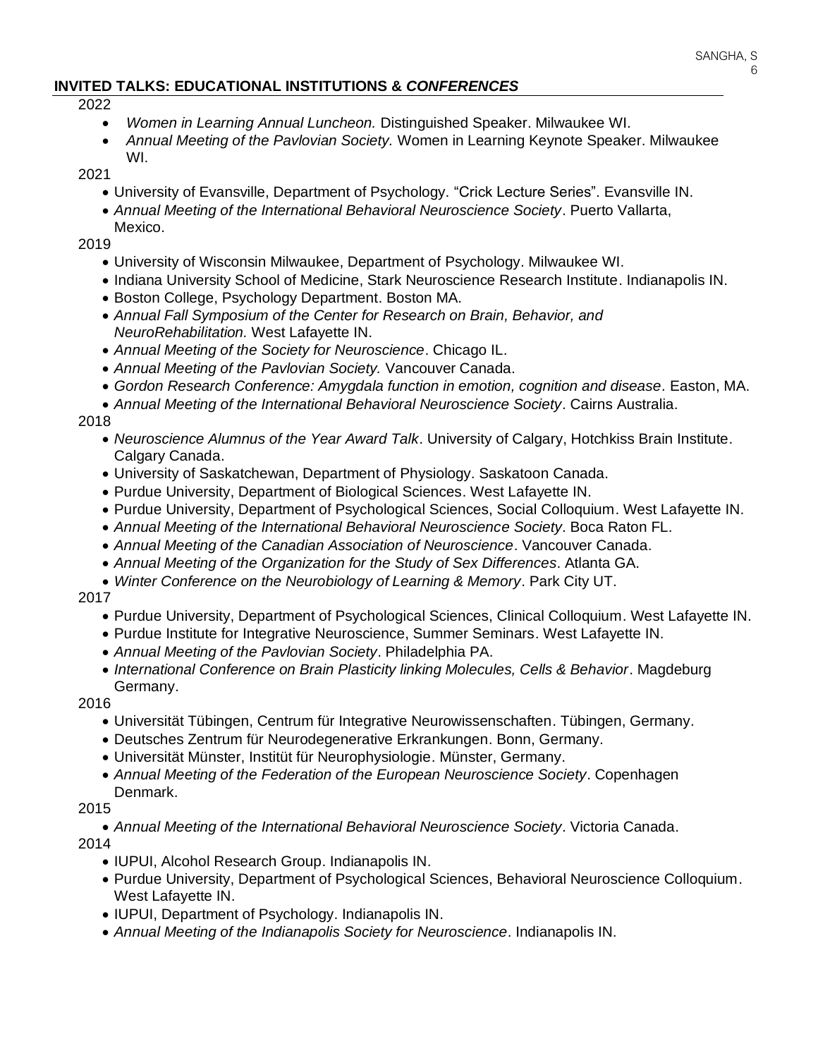## **INVITED TALKS: EDUCATIONAL INSTITUTIONS & *CONFERENCES***

2022

- *Women in Learning Annual Luncheon.* Distinguished Speaker. Milwaukee WI.
- *Annual Meeting of the Pavlovian Society.* Women in Learning Keynote Speaker. Milwaukee WI.

2021

- University of Evansville, Department of Psychology. "Crick Lecture Series". Evansville IN.
- *Annual Meeting of the International Behavioral Neuroscience Society*. Puerto Vallarta, Mexico.

2019

- University of Wisconsin Milwaukee, Department of Psychology. Milwaukee WI.
- Indiana University School of Medicine, Stark Neuroscience Research Institute. Indianapolis IN.
- Boston College, Psychology Department. Boston MA.
- *Annual Fall Symposium of the Center for Research on Brain, Behavior, and NeuroRehabilitation.* West Lafayette IN.
- *Annual Meeting of the Society for Neuroscience*. Chicago IL.
- *Annual Meeting of the Pavlovian Society.* Vancouver Canada.
- *Gordon Research Conference: Amygdala function in emotion, cognition and disease.* Easton, MA.
- *Annual Meeting of the International Behavioral Neuroscience Society*. Cairns Australia.

2018

- *Neuroscience Alumnus of the Year Award Talk*. University of Calgary, Hotchkiss Brain Institute. Calgary Canada.
- University of Saskatchewan, Department of Physiology. Saskatoon Canada.
- Purdue University, Department of Biological Sciences. West Lafayette IN.
- Purdue University, Department of Psychological Sciences, Social Colloquium. West Lafayette IN.
- *Annual Meeting of the International Behavioral Neuroscience Society*. Boca Raton FL.
- *Annual Meeting of the Canadian Association of Neuroscience*. Vancouver Canada.
- *Annual Meeting of the Organization for the Study of Sex Differences*. Atlanta GA.
- *Winter Conference on the Neurobiology of Learning & Memory*. Park City UT.

2017

- Purdue University, Department of Psychological Sciences, Clinical Colloquium. West Lafayette IN.
- Purdue Institute for Integrative Neuroscience, Summer Seminars. West Lafayette IN.
- *Annual Meeting of the Pavlovian Society*. Philadelphia PA.
- *International Conference on Brain Plasticity linking Molecules, Cells & Behavior*. Magdeburg Germany.

2016

- Universität Tübingen, Centrum für Integrative Neurowissenschaften. Tübingen, Germany.
- Deutsches Zentrum für Neurodegenerative Erkrankungen. Bonn, Germany.
- Universität Münster, Institüt für Neurophysiologie. Münster, Germany.
- *Annual Meeting of the Federation of the European Neuroscience Society*. Copenhagen Denmark.

2015

- *Annual Meeting of the International Behavioral Neuroscience Society*. Victoria Canada.

2014

- IUPUI, Alcohol Research Group. Indianapolis IN.
- Purdue University, Department of Psychological Sciences, Behavioral Neuroscience Colloquium. West Lafayette IN.
- IUPUI, Department of Psychology. Indianapolis IN.
- *Annual Meeting of the Indianapolis Society for Neuroscience*. Indianapolis IN.